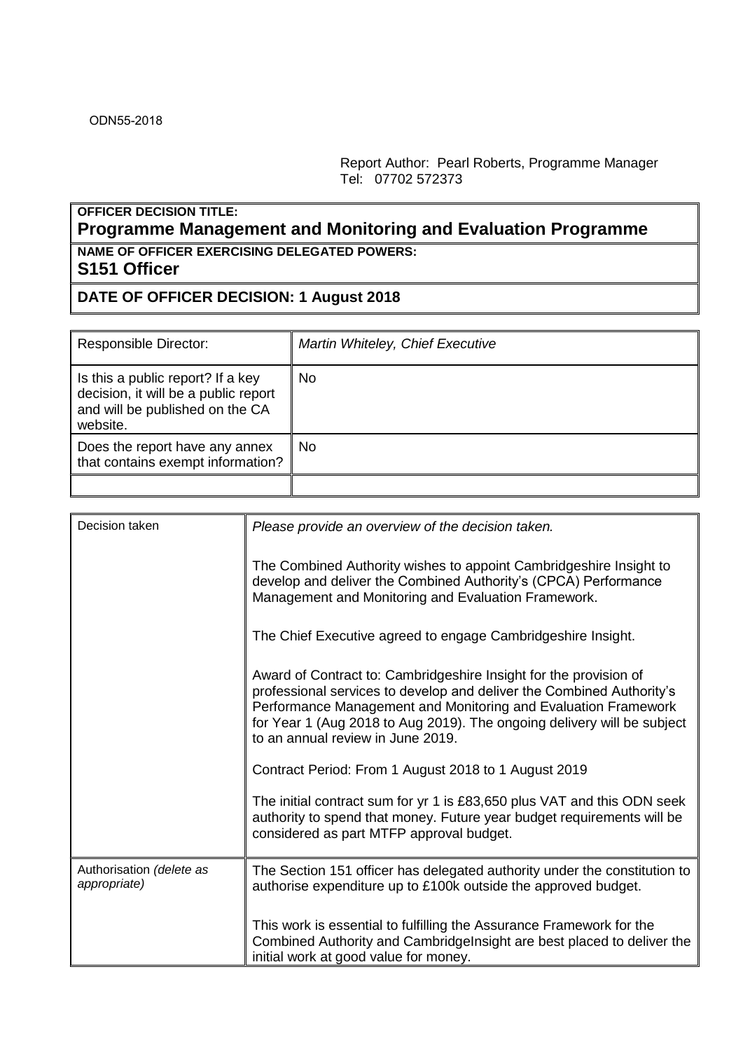ODN55-2018

Report Author: Pearl Roberts, Programme Manager
Tel: 07702 572373

| **OFFICER DECISION TITLE:** **Programme Management and Monitoring and Evaluation Programme** |
|---|
| **NAME OF OFFICER EXERCISING DELEGATED POWERS:** **S151 Officer** |
| **DATE OF OFFICER DECISION: 1 August 2018** |

| Responsible Director: | *Martin Whiteley, Chief Executive* |
|---|---|
| Is this a public report? If a key decision, it will be a public report and will be published on the CA website. | No |
| Does the report have any annex that contains exempt information? | No |
| | |

| Decision taken | *Please provide an overview of the decision taken.*<br><br>The Combined Authority wishes to appoint Cambridgeshire Insight to develop and deliver the Combined Authority's (CPCA) Performance Management and Monitoring and Evaluation Framework.<br><br>The Chief Executive agreed to engage Cambridgeshire Insight.<br><br>Award of Contract to: Cambridgeshire Insight for the provision of professional services to develop and deliver the Combined Authority's Performance Management and Monitoring and Evaluation Framework for Year 1 (Aug 2018 to Aug 2019). The ongoing delivery will be subject to an annual review in June 2019.<br><br>Contract Period: From 1 August 2018 to 1 August 2019<br><br>The initial contract sum for yr 1 is £83,650 plus VAT and this ODN seek authority to spend that money. Future year budget requirements will be considered as part MTFP approval budget. |
|---|---|
| Authorisation *(delete as appropriate)* | The Section 151 officer has delegated authority under the constitution to authorise expenditure up to £100k outside the approved budget.<br><br>This work is essential to fulfilling the Assurance Framework for the Combined Authority and CambridgeInsight are best placed to deliver the initial work at good value for money. |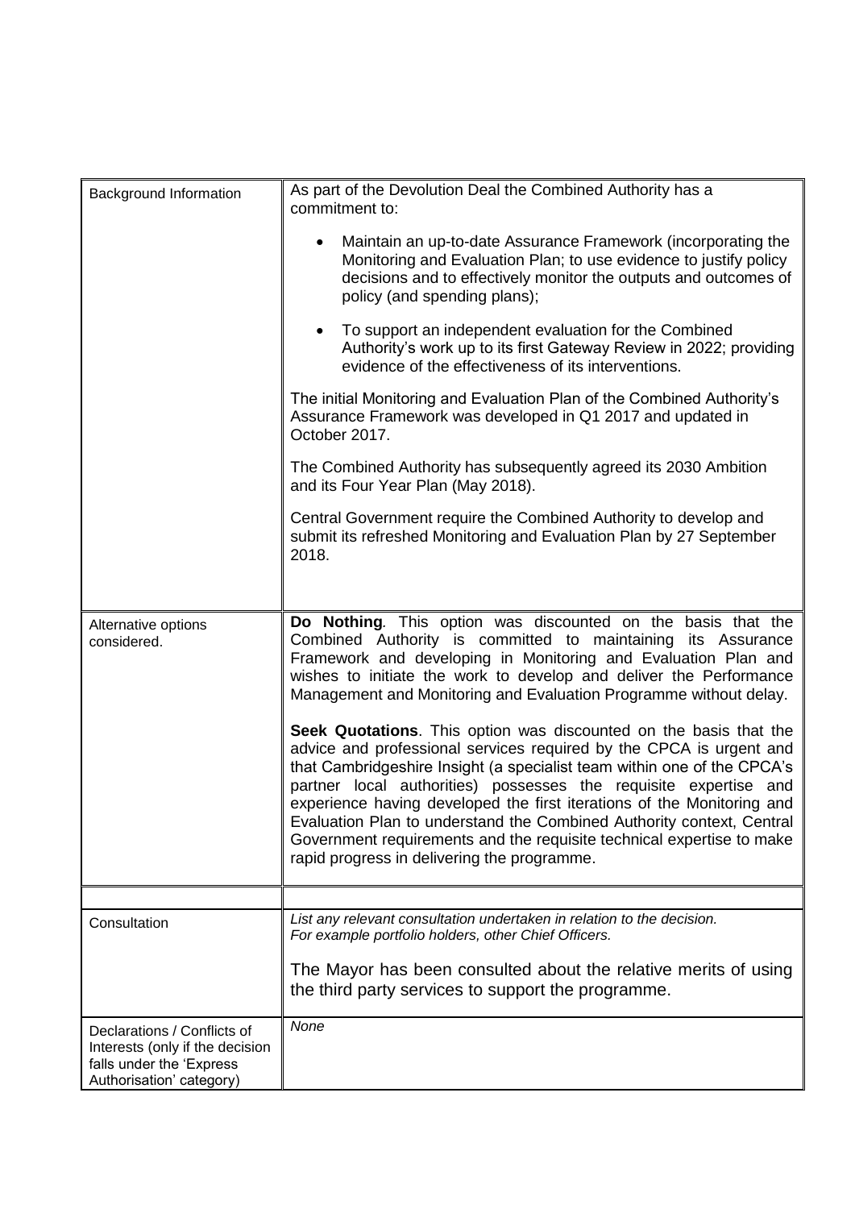| | |
|---|---|
| Background Information | As part of the Devolution Deal the Combined Authority has a commitment to:<br><br>• Maintain an up-to-date Assurance Framework (incorporating the Monitoring and Evaluation Plan; to use evidence to justify policy decisions and to effectively monitor the outputs and outcomes of policy (and spending plans);<br><br>• To support an independent evaluation for the Combined Authority's work up to its first Gateway Review in 2022; providing evidence of the effectiveness of its interventions.<br><br>The initial Monitoring and Evaluation Plan of the Combined Authority's Assurance Framework was developed in Q1 2017 and updated in October 2017.<br><br>The Combined Authority has subsequently agreed its 2030 Ambition and its Four Year Plan (May 2018).<br><br>Central Government require the Combined Authority to develop and submit its refreshed Monitoring and Evaluation Plan by 27 September 2018. |
| Alternative options considered. | **Do Nothing***.* This option was discounted on the basis that the Combined Authority is committed to maintaining its Assurance Framework and developing in Monitoring and Evaluation Plan and wishes to initiate the work to develop and deliver the Performance Management and Monitoring and Evaluation Programme without delay.<br><br>**Seek Quotations**. This option was discounted on the basis that the advice and professional services required by the CPCA is urgent and that Cambridgeshire Insight (a specialist team within one of the CPCA's partner local authorities) possesses the requisite expertise and experience having developed the first iterations of the Monitoring and Evaluation Plan to understand the Combined Authority context, Central Government requirements and the requisite technical expertise to make rapid progress in delivering the programme. |
| | |
| Consultation | *List any relevant consultation undertaken in relation to the decision. For example portfolio holders, other Chief Officers.*<br><br>The Mayor has been consulted about the relative merits of using the third party services to support the programme. |
| Declarations / Conflicts of Interests (only if the decision falls under the 'Express Authorisation' category) | *None* |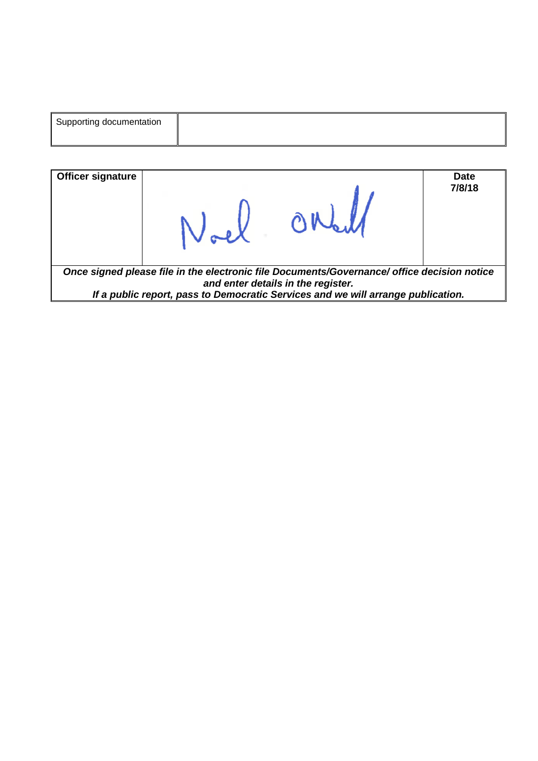| | |
|---|---|
| Supporting documentation | |

| | | |
|---|---|---|
| **Officer signature** | Noel O'Neill | **Date** **7/8/18** |
| ***Once signed please file in the electronic file Documents/Governance/ office decision notice and enter details in the register. If a public report, pass to Democratic Services and we will arrange publication.*** | | |